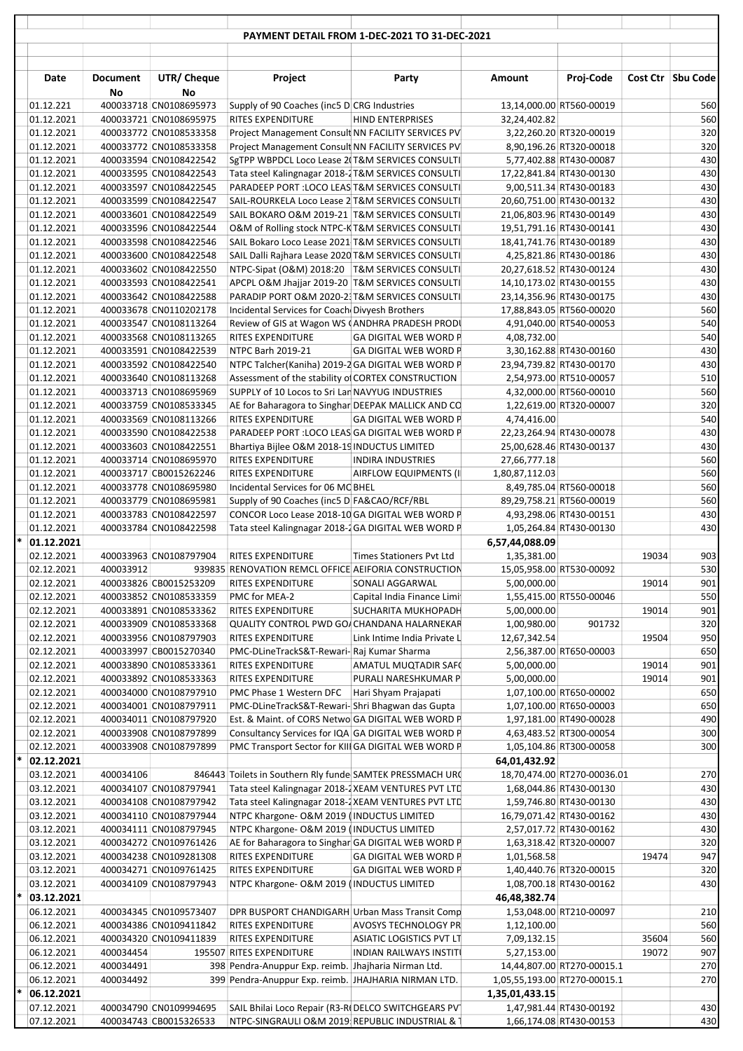# PAYMENT DETAIL FROM 1-DEC-2021 TO 31-DEC-2021

| | Date | Document No | UTR/ Cheque No | Project | Party | Amount | Proj-Code | Cost Ctr | Sbu Code |
|---|---|---|---|---|---|---|---|---|---|
| | 01.12.221 | 400033718 | CN0108695973 | Supply of 90 Coaches (inc5 D | CRG Industries | 13,14,000.00 | RT560-00019 | | 560 |
| | 01.12.2021 | 400033721 | CN0108695975 | RITES EXPENDITURE | HIND ENTERPRISES | 32,24,402.82 | | | 560 |
| | 01.12.2021 | 400033772 | CN0108533358 | Project Management Consult | NN FACILITY SERVICES PV | 3,22,260.20 | RT320-00019 | | 320 |
| | 01.12.2021 | 400033772 | CN0108533358 | Project Management Consult | NN FACILITY SERVICES PV | 8,90,196.26 | RT320-00018 | | 320 |
| | 01.12.2021 | 400033594 | CN0108422542 | SgTPP WBPDCL Loco Lease 2( | T&M SERVICES CONSULTI | 5,77,402.88 | RT430-00087 | | 430 |
| | 01.12.2021 | 400033595 | CN0108422543 | Tata steel Kalingnagar 2018-2 | T&M SERVICES CONSULTI | 17,22,841.84 | RT430-00130 | | 430 |
| | 01.12.2021 | 400033597 | CN0108422545 | PARADEEP PORT :LOCO LEAS | T&M SERVICES CONSULTI | 9,00,511.34 | RT430-00183 | | 430 |
| | 01.12.2021 | 400033599 | CN0108422547 | SAIL-ROURKELA Loco Lease 2 | T&M SERVICES CONSULTI | 20,60,751.00 | RT430-00132 | | 430 |
| | 01.12.2021 | 400033601 | CN0108422549 | SAIL BOKARO O&M 2019-21 | T&M SERVICES CONSULTI | 21,06,803.96 | RT430-00149 | | 430 |
| | 01.12.2021 | 400033596 | CN0108422544 | O&M of Rolling stock NTPC-K | T&M SERVICES CONSULTI | 19,51,791.16 | RT430-00141 | | 430 |
| | 01.12.2021 | 400033598 | CN0108422546 | SAIL Bokaro Loco Lease 2021 | T&M SERVICES CONSULTI | 18,41,741.76 | RT430-00189 | | 430 |
| | 01.12.2021 | 400033600 | CN0108422548 | SAIL Dalli Rajhara Lease 2020 | T&M SERVICES CONSULTI | 4,25,821.86 | RT430-00186 | | 430 |
| | 01.12.2021 | 400033602 | CN0108422550 | NTPC-Sipat (O&M) 2018:20 | T&M SERVICES CONSULTI | 20,27,618.52 | RT430-00124 | | 430 |
| | 01.12.2021 | 400033593 | CN0108422541 | APCPL O&M Jhajjar 2019-20 | T&M SERVICES CONSULTI | 14,10,173.02 | RT430-00155 | | 430 |
| | 01.12.2021 | 400033642 | CN0108422588 | PARADIP PORT O&M 2020-2 | T&M SERVICES CONSULTI | 23,14,356.96 | RT430-00175 | | 430 |
| | 01.12.2021 | 400033678 | CN0110202178 | Incidental Services for Coach | Divyesh Brothers | 17,88,843.05 | RT560-00020 | | 560 |
| | 01.12.2021 | 400033547 | CN0108113264 | Review of GIS at Wagon WS ( | ANDHRA PRADESH PRODI | 4,91,040.00 | RT540-00053 | | 540 |
| | 01.12.2021 | 400033568 | CN0108113265 | RITES EXPENDITURE | GA DIGITAL WEB WORD P | 4,08,732.00 | | | 540 |
| | 01.12.2021 | 400033591 | CN0108422539 | NTPC Barh 2019-21 | GA DIGITAL WEB WORD P | 3,30,162.88 | RT430-00160 | | 430 |
| | 01.12.2021 | 400033592 | CN0108422540 | NTPC Talcher(Kaniha) 2019-2 | GA DIGITAL WEB WORD P | 23,94,739.82 | RT430-00170 | | 430 |
| | 01.12.2021 | 400033640 | CN0108113268 | Assessment of the stability of | CORTEX CONSTRUCTION | 2,54,973.00 | RT510-00057 | | 510 |
| | 01.12.2021 | 400033713 | CN0108695969 | SUPPLY of 10 Locos to Sri Lan | NAVYUG INDUSTRIES | 4,32,000.00 | RT560-00010 | | 560 |
| | 01.12.2021 | 400033759 | CN0108533345 | AE for Baharagora to Singhar | DEEPAK MALLICK AND CO | 1,22,619.00 | RT320-00007 | | 320 |
| | 01.12.2021 | 400033569 | CN0108113266 | RITES EXPENDITURE | GA DIGITAL WEB WORD P | 4,74,416.00 | | | 540 |
| | 01.12.2021 | 400033590 | CN0108422538 | PARADEEP PORT :LOCO LEAS | GA DIGITAL WEB WORD P | 22,23,264.94 | RT430-00078 | | 430 |
| | 01.12.2021 | 400033603 | CN0108422551 | Bhartiya Bijlee O&M 2018-19 | INDUCTUS LIMITED | 25,00,628.46 | RT430-00137 | | 430 |
| | 01.12.2021 | 400033714 | CN0108695970 | RITES EXPENDITURE | INDIRA INDUSTRIES | 27,66,777.18 | | | 560 |
| | 01.12.2021 | 400033717 | CB0015262246 | RITES EXPENDITURE | AIRFLOW EQUIPMENTS (I | 1,80,87,112.03 | | | 560 |
| | 01.12.2021 | 400033778 | CN0108695980 | Incidental Services for 06 MC | BHEL | 8,49,785.04 | RT560-00018 | | 560 |
| | 01.12.2021 | 400033779 | CN0108695981 | Supply of 90 Coaches (inc5 D | FA&CAO/RCF/RBL | 89,29,758.21 | RT560-00019 | | 560 |
| | 01.12.2021 | 400033783 | CN0108422597 | CONCOR Loco Lease 2018-10 | GA DIGITAL WEB WORD P | 4,93,298.06 | RT430-00151 | | 430 |
| | 01.12.2021 | 400033784 | CN0108422598 | Tata steel Kalingnagar 2018-2 | GA DIGITAL WEB WORD P | 1,05,264.84 | RT430-00130 | | 430 |
| * | **01.12.2021** | | | | | **6,57,44,088.09** | | | |
| | 02.12.2021 | 400033963 | CN0108797904 | RITES EXPENDITURE | Times Stationers Pvt Ltd | 1,35,381.00 | | 19034 | 903 |
| | 02.12.2021 | 400033912 | 939835 | RENOVATION REMCL OFFICE | AEIFORIA CONSTRUCTION | 15,05,958.00 | RT530-00092 | | 530 |
| | 02.12.2021 | 400033826 | CB0015253209 | RITES EXPENDITURE | SONALI AGGARWAL | 5,00,000.00 | | 19014 | 901 |
| | 02.12.2021 | 400033852 | CN0108533359 | PMC for MEA-2 | Capital India Finance Limi | 1,55,415.00 | RT550-00046 | | 550 |
| | 02.12.2021 | 400033891 | CN0108533362 | RITES EXPENDITURE | SUCHARITA MUKHOPADH | 5,00,000.00 | | 19014 | 901 |
| | 02.12.2021 | 400033909 | CN0108533368 | QUALITY CONTROL PWD GO/ | CHANDANA HALARNEKAR | 1,00,980.00 | 901732 | | 320 |
| | 02.12.2021 | 400033956 | CN0108797903 | RITES EXPENDITURE | Link Intime India Private L | 12,67,342.54 | | 19504 | 950 |
| | 02.12.2021 | 400033997 | CB0015270340 | PMC-DLineTrackS&T-Rewari- | Raj Kumar Sharma | 2,56,387.00 | RT650-00003 | | 650 |
| | 02.12.2021 | 400033890 | CN0108533361 | RITES EXPENDITURE | AMATUL MUQTADIR SAF( | 5,00,000.00 | | 19014 | 901 |
| | 02.12.2021 | 400033892 | CN0108533363 | RITES EXPENDITURE | PURALI NARESHKUMAR P | 5,00,000.00 | | 19014 | 901 |
| | 02.12.2021 | 400034000 | CN0108797910 | PMC Phase 1 Western DFC | Hari Shyam Prajapati | 1,07,100.00 | RT650-00002 | | 650 |
| | 02.12.2021 | 400034001 | CN0108797911 | PMC-DLineTrackS&T-Rewari- | Shri Bhagwan das Gupta | 1,07,100.00 | RT650-00003 | | 650 |
| | 02.12.2021 | 400034011 | CN0108797920 | Est. & Maint. of CORS Netwo | GA DIGITAL WEB WORD P | 1,97,181.00 | RT490-00028 | | 490 |
| | 02.12.2021 | 400033908 | CN0108797899 | Consultancy Services for IQA | GA DIGITAL WEB WORD P | 4,63,483.52 | RT300-00054 | | 300 |
| | 02.12.2021 | 400033908 | CN0108797899 | PMC Transport Sector for KIII | GA DIGITAL WEB WORD P | 1,05,104.86 | RT300-00058 | | 300 |
| * | **02.12.2021** | | | | | **64,01,432.92** | | | |
| | 03.12.2021 | 400034106 | 846443 | Toilets in Southern Rly funde | SAMTEK PRESSMACH URO | 18,70,474.00 | RT270-00036.01 | | 270 |
| | 03.12.2021 | 400034107 | CN0108797941 | Tata steel Kalingnagar 2018-2 | XEAM VENTURES PVT LTD | 1,68,044.86 | RT430-00130 | | 430 |
| | 03.12.2021 | 400034108 | CN0108797942 | Tata steel Kalingnagar 2018-2 | XEAM VENTURES PVT LTD | 1,59,746.80 | RT430-00130 | | 430 |
| | 03.12.2021 | 400034110 | CN0108797944 | NTPC Khargone- O&M 2019 ( | INDUCTUS LIMITED | 16,79,071.42 | RT430-00162 | | 430 |
| | 03.12.2021 | 400034111 | CN0108797945 | NTPC Khargone- O&M 2019 ( | INDUCTUS LIMITED | 2,57,017.72 | RT430-00162 | | 430 |
| | 03.12.2021 | 400034272 | CN0109761426 | AE for Baharagora to Singhar | GA DIGITAL WEB WORD P | 1,63,318.42 | RT320-00007 | | 320 |
| | 03.12.2021 | 400034238 | CN0109281308 | RITES EXPENDITURE | GA DIGITAL WEB WORD P | 1,01,568.58 | | 19474 | 947 |
| | 03.12.2021 | 400034271 | CN0109761425 | RITES EXPENDITURE | GA DIGITAL WEB WORD P | 1,40,440.76 | RT320-00015 | | 320 |
| | 03.12.2021 | 400034109 | CN0108797943 | NTPC Khargone- O&M 2019 ( | INDUCTUS LIMITED | 1,08,700.18 | RT430-00162 | | 430 |
| * | **03.12.2021** | | | | | **46,48,382.74** | | | |
| | 06.12.2021 | 400034345 | CN0109573407 | DPR BUSPORT CHANDIGARH | Urban Mass Transit Comp | 1,53,048.00 | RT210-00097 | | 210 |
| | 06.12.2021 | 400034386 | CN0109411842 | RITES EXPENDITURE | AVOSYS TECHNOLOGY PR | 1,12,100.00 | | | 560 |
| | 06.12.2021 | 400034320 | CN0109411839 | RITES EXPENDITURE | ASIATIC LOGISTICS PVT LT | 7,09,132.15 | | 35604 | 560 |
| | 06.12.2021 | 400034454 | 195507 | RITES EXPENDITURE | INDIAN RAILWAYS INSTIT | 5,27,153.00 | | 19072 | 907 |
| | 06.12.2021 | 400034491 | 398 | Pendra-Anuppur Exp. reimb. | Jhajharia Nirman Ltd. | 14,44,807.00 | RT270-00015.1 | | 270 |
| | 06.12.2021 | 400034492 | 399 | Pendra-Anuppur Exp. reimb. | JHAJHARIA NIRMAN LTD. | 1,05,55,193.00 | RT270-00015.1 | | 270 |
| * | **06.12.2021** | | | | | **1,35,01,433.15** | | | |
| | 07.12.2021 | 400034790 | CN0109994695 | SAIL Bhilai Loco Repair (R3-R | DELCO SWITCHGEARS PVT | 1,47,981.44 | RT430-00192 | | 430 |
| | 07.12.2021 | 400034743 | CB0015326533 | NTPC-SINGRAULI O&M 2019 | REPUBLIC INDUSTRIAL & T | 1,66,174.08 | RT430-00153 | | 430 |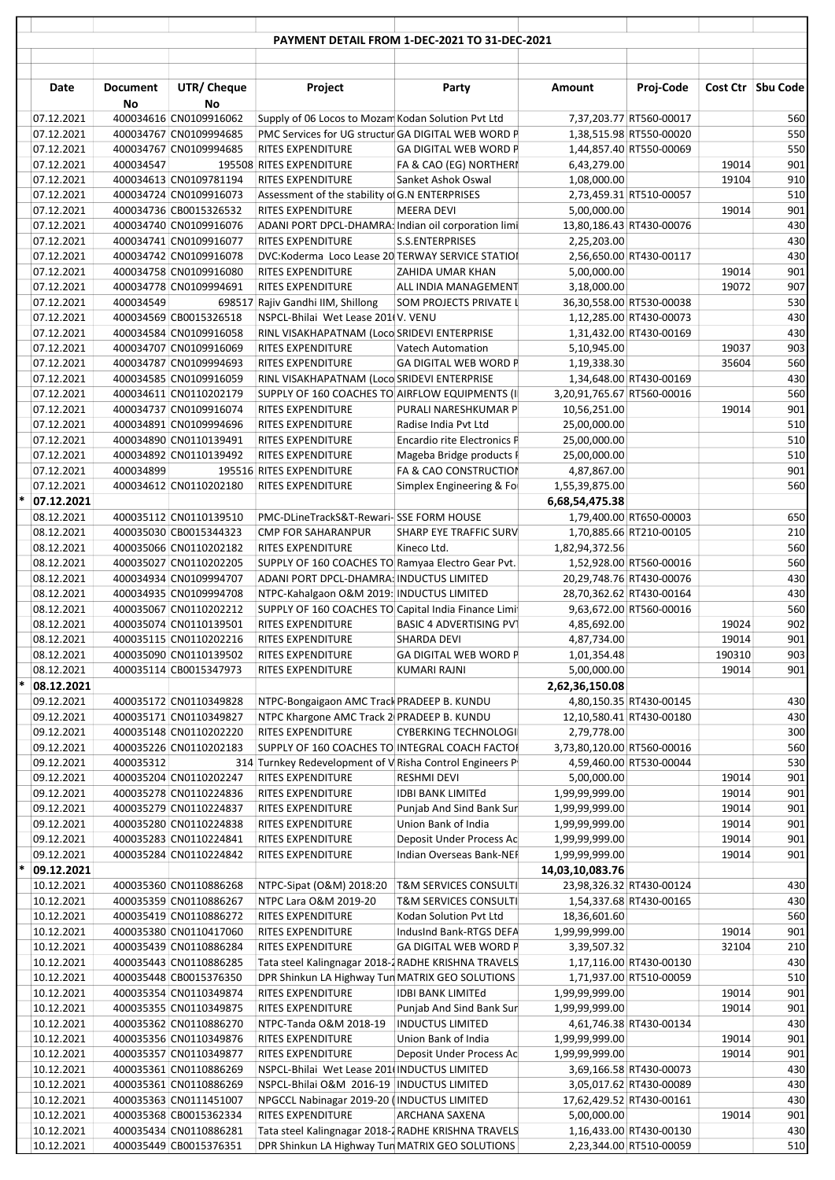## PAYMENT DETAIL FROM 1-DEC-2021 TO 31-DEC-2021

| | Date | Document No | UTR/ Cheque No | Project | Party | Amount | Proj-Code | Cost Ctr | Sbu Code |
|---|---|---|---|---|---|---|---|---|---|
| | 07.12.2021 | 400034616 | CN0109916062 | Supply of 06 Locos to Mozam | Kodan Solution Pvt Ltd | 7,37,203.77 | RT560-00017 | | 560 |
| | 07.12.2021 | 400034767 | CN0109994685 | PMC Services for UG structur | GA DIGITAL WEB WORD P | 1,38,515.98 | RT550-00020 | | 550 |
| | 07.12.2021 | 400034767 | CN0109994685 | RITES EXPENDITURE | GA DIGITAL WEB WORD P | 1,44,857.40 | RT550-00069 | | 550 |
| | 07.12.2021 | 400034547 | 195508 | RITES EXPENDITURE | FA & CAO (EG) NORTHERI | 6,43,279.00 | | 19014 | 901 |
| | 07.12.2021 | 400034613 | CN0109781194 | RITES EXPENDITURE | Sanket Ashok Oswal | 1,08,000.00 | | 19104 | 910 |
| | 07.12.2021 | 400034724 | CN0109916073 | Assessment of the stability of | G.N ENTERPRISES | 2,73,459.31 | RT510-00057 | | 510 |
| | 07.12.2021 | 400034736 | CB0015326532 | RITES EXPENDITURE | MEERA DEVI | 5,00,000.00 | | 19014 | 901 |
| | 07.12.2021 | 400034740 | CN0109916076 | ADANI PORT DPCL-DHAMRA: | Indian oil corporation limi | 13,80,186.43 | RT430-00076 | | 430 |
| | 07.12.2021 | 400034741 | CN0109916077 | RITES EXPENDITURE | S.S.ENTERPRISES | 2,25,203.00 | | | 430 |
| | 07.12.2021 | 400034742 | CN0109916078 | DVC:Koderma Loco Lease 20 | TERWAY SERVICE STATIOI | 2,56,650.00 | RT430-00117 | | 430 |
| | 07.12.2021 | 400034758 | CN0109916080 | RITES EXPENDITURE | ZAHIDA UMAR KHAN | 5,00,000.00 | | 19014 | 901 |
| | 07.12.2021 | 400034778 | CN0109994691 | RITES EXPENDITURE | ALL INDIA MANAGEMENT | 3,18,000.00 | | 19072 | 907 |
| | 07.12.2021 | 400034549 | 698517 | Rajiv Gandhi IIM, Shillong | SOM PROJECTS PRIVATE L | 36,30,558.00 | RT530-00038 | | 530 |
| | 07.12.2021 | 400034569 | CB0015326518 | NSPCL-Bhilai Wet Lease 201 | V. VENU | 1,12,285.00 | RT430-00073 | | 430 |
| | 07.12.2021 | 400034584 | CN0109916058 | RINL VISAKHAPATNAM (Loco | SRIDEVI ENTERPRISE | 1,31,432.00 | RT430-00169 | | 430 |
| | 07.12.2021 | 400034707 | CN0109916069 | RITES EXPENDITURE | Vatech Automation | 5,10,945.00 | | 19037 | 903 |
| | 07.12.2021 | 400034787 | CN0109994693 | RITES EXPENDITURE | GA DIGITAL WEB WORD P | 1,19,338.30 | | 35604 | 560 |
| | 07.12.2021 | 400034585 | CN0109916059 | RINL VISAKHAPATNAM (Loco | SRIDEVI ENTERPRISE | 1,34,648.00 | RT430-00169 | | 430 |
| | 07.12.2021 | 400034611 | CN0110202179 | SUPPLY OF 160 COACHES TO | AIRFLOW EQUIPMENTS (I | 3,20,91,765.67 | RT560-00016 | | 560 |
| | 07.12.2021 | 400034737 | CN0109916074 | RITES EXPENDITURE | PURALI NARESHKUMAR P | 10,56,251.00 | | 19014 | 901 |
| | 07.12.2021 | 400034891 | CN0109994696 | RITES EXPENDITURE | Radise India Pvt Ltd | 25,00,000.00 | | | 510 |
| | 07.12.2021 | 400034890 | CN0110139491 | RITES EXPENDITURE | Encardio rite Electronics P | 25,00,000.00 | | | 510 |
| | 07.12.2021 | 400034892 | CN0110139492 | RITES EXPENDITURE | Mageba Bridge products P | 25,00,000.00 | | | 510 |
| | 07.12.2021 | 400034899 | 195516 | RITES EXPENDITURE | FA & CAO CONSTRUCTIOI | 4,87,867.00 | | | 901 |
| | 07.12.2021 | 400034612 | CN0110202180 | RITES EXPENDITURE | Simplex Engineering & Fo | 1,55,39,875.00 | | | 560 |
| * | **07.12.2021** | | | | | **6,68,54,475.38** | | | |
| | 08.12.2021 | 400035112 | CN0110139510 | PMC-DLineTrackS&T-Rewari- | SSE FORM HOUSE | 1,79,400.00 | RT650-00003 | | 650 |
| | 08.12.2021 | 400035030 | CB0015344323 | CMP FOR SAHARANPUR | SHARP EYE TRAFFIC SURV | 1,70,885.66 | RT210-00105 | | 210 |
| | 08.12.2021 | 400035066 | CN0110202182 | RITES EXPENDITURE | Kineco Ltd. | 1,82,94,372.56 | | | 560 |
| | 08.12.2021 | 400035027 | CN0110202205 | SUPPLY OF 160 COACHES TO | Ramyaa Electro Gear Pvt. | 1,52,928.00 | RT560-00016 | | 560 |
| | 08.12.2021 | 400034934 | CN0109994707 | ADANI PORT DPCL-DHAMRA: | INDUCTUS LIMITED | 20,29,748.76 | RT430-00076 | | 430 |
| | 08.12.2021 | 400034935 | CN0109994708 | NTPC-Kahalgaon O&M 2019: | INDUCTUS LIMITED | 28,70,362.62 | RT430-00164 | | 430 |
| | 08.12.2021 | 400035067 | CN0110202212 | SUPPLY OF 160 COACHES TO | Capital India Finance Limi | 9,63,672.00 | RT560-00016 | | 560 |
| | 08.12.2021 | 400035074 | CN0110139501 | RITES EXPENDITURE | BASIC 4 ADVERTISING PVT | 4,85,692.00 | | 19024 | 902 |
| | 08.12.2021 | 400035115 | CN0110202216 | RITES EXPENDITURE | SHARDA DEVI | 4,87,734.00 | | 19014 | 901 |
| | 08.12.2021 | 400035090 | CN0110139502 | RITES EXPENDITURE | GA DIGITAL WEB WORD P | 1,01,354.48 | | 190310 | 903 |
| | 08.12.2021 | 400035114 | CB0015347973 | RITES EXPENDITURE | KUMARI RAJNI | 5,00,000.00 | | 19014 | 901 |
| * | **08.12.2021** | | | | | **2,62,36,150.08** | | | |
| | 09.12.2021 | 400035172 | CN0110349828 | NTPC-Bongaigaon AMC Track | PRADEEP B. KUNDU | 4,80,150.35 | RT430-00145 | | 430 |
| | 09.12.2021 | 400035171 | CN0110349827 | NTPC Khargone AMC Track 2 | PRADEEP B. KUNDU | 12,10,580.41 | RT430-00180 | | 430 |
| | 09.12.2021 | 400035148 | CN0110202220 | RITES EXPENDITURE | CYBERKING TECHNOLOGI | 2,79,778.00 | | | 300 |
| | 09.12.2021 | 400035226 | CN0110202183 | SUPPLY OF 160 COACHES TO | INTEGRAL COACH FACTOI | 3,73,80,120.00 | RT560-00016 | | 560 |
| | 09.12.2021 | 400035312 | 314 | Turnkey Redevelopment of V | Risha Control Engineers P | 4,59,460.00 | RT530-00044 | | 530 |
| | 09.12.2021 | 400035204 | CN0110202247 | RITES EXPENDITURE | RESHMI DEVI | 5,00,000.00 | | 19014 | 901 |
| | 09.12.2021 | 400035278 | CN0110224836 | RITES EXPENDITURE | IDBI BANK LIMITEd | 1,99,99,999.00 | | 19014 | 901 |
| | 09.12.2021 | 400035279 | CN0110224837 | RITES EXPENDITURE | Punjab And Sind Bank Sur | 1,99,99,999.00 | | 19014 | 901 |
| | 09.12.2021 | 400035280 | CN0110224838 | RITES EXPENDITURE | Union Bank of India | 1,99,99,999.00 | | 19014 | 901 |
| | 09.12.2021 | 400035283 | CN0110224841 | RITES EXPENDITURE | Deposit Under Process Ac | 1,99,99,999.00 | | 19014 | 901 |
| | 09.12.2021 | 400035284 | CN0110224842 | RITES EXPENDITURE | Indian Overseas Bank-NEF | 1,99,99,999.00 | | 19014 | 901 |
| * | **09.12.2021** | | | | | **14,03,10,083.76** | | | |
| | 10.12.2021 | 400035360 | CN0110886268 | NTPC-Sipat (O&M) 2018:20 | T&M SERVICES CONSULTI | 23,98,326.32 | RT430-00124 | | 430 |
| | 10.12.2021 | 400035359 | CN0110886267 | NTPC Lara O&M 2019-20 | T&M SERVICES CONSULTI | 1,54,337.68 | RT430-00165 | | 430 |
| | 10.12.2021 | 400035419 | CN0110886272 | RITES EXPENDITURE | Kodan Solution Pvt Ltd | 18,36,601.60 | | | 560 |
| | 10.12.2021 | 400035380 | CN0110417060 | RITES EXPENDITURE | IndusInd Bank-RTGS DEFA | 1,99,99,999.00 | | 19014 | 901 |
| | 10.12.2021 | 400035439 | CN0110886284 | RITES EXPENDITURE | GA DIGITAL WEB WORD P | 3,39,507.32 | | 32104 | 210 |
| | 10.12.2021 | 400035443 | CN0110886285 | Tata steel Kalingnagar 2018-2 | RADHE KRISHNA TRAVELS | 1,17,116.00 | RT430-00130 | | 430 |
| | 10.12.2021 | 400035448 | CB0015376350 | DPR Shinkun LA Highway Tun | MATRIX GEO SOLUTIONS | 1,71,937.00 | RT510-00059 | | 510 |
| | 10.12.2021 | 400035354 | CN0110349874 | RITES EXPENDITURE | IDBI BANK LIMITEd | 1,99,99,999.00 | | 19014 | 901 |
| | 10.12.2021 | 400035355 | CN0110349875 | RITES EXPENDITURE | Punjab And Sind Bank Sur | 1,99,99,999.00 | | 19014 | 901 |
| | 10.12.2021 | 400035362 | CN0110886270 | NTPC-Tanda O&M 2018-19 | INDUCTUS LIMITED | 4,61,746.38 | RT430-00134 | | 430 |
| | 10.12.2021 | 400035356 | CN0110349876 | RITES EXPENDITURE | Union Bank of India | 1,99,99,999.00 | | 19014 | 901 |
| | 10.12.2021 | 400035357 | CN0110349877 | RITES EXPENDITURE | Deposit Under Process Ac | 1,99,99,999.00 | | 19014 | 901 |
| | 10.12.2021 | 400035361 | CN0110886269 | NSPCL-Bhilai Wet Lease 201 | INDUCTUS LIMITED | 3,69,166.58 | RT430-00073 | | 430 |
| | 10.12.2021 | 400035361 | CN0110886269 | NSPCL-Bhilai O&M 2016-19 | INDUCTUS LIMITED | 3,05,017.62 | RT430-00089 | | 430 |
| | 10.12.2021 | 400035363 | CN0111451007 | NPGCCL Nabinagar 2019-20 ( | INDUCTUS LIMITED | 17,62,429.52 | RT430-00161 | | 430 |
| | 10.12.2021 | 400035368 | CB0015362334 | RITES EXPENDITURE | ARCHANA SAXENA | 5,00,000.00 | | 19014 | 901 |
| | 10.12.2021 | 400035434 | CN0110886281 | Tata steel Kalingnagar 2018-2 | RADHE KRISHNA TRAVELS | 1,16,433.00 | RT430-00130 | | 430 |
| | 10.12.2021 | 400035449 | CB0015376351 | DPR Shinkun LA Highway Tun | MATRIX GEO SOLUTIONS | 2,23,344.00 | RT510-00059 | | 510 |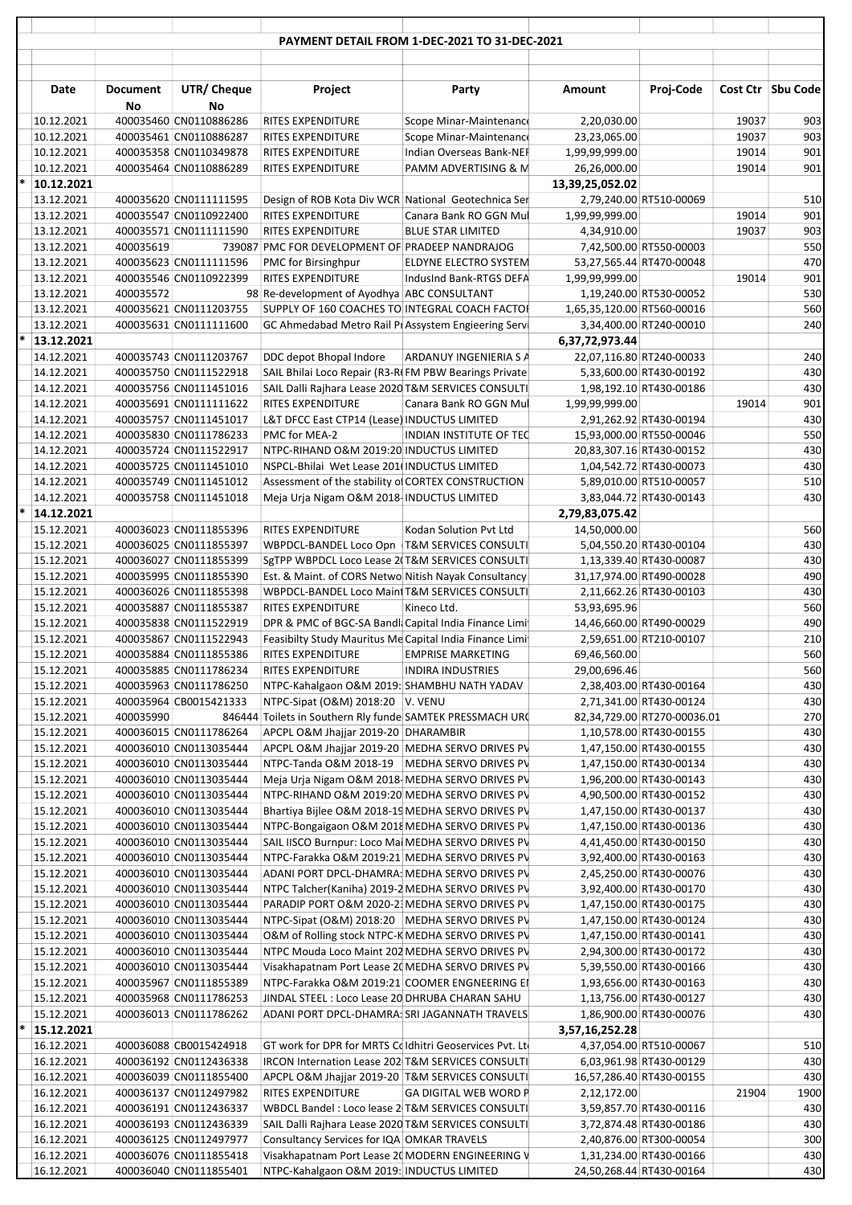## PAYMENT DETAIL FROM 1-DEC-2021 TO 31-DEC-2021

| | Date | Document No | UTR/ Cheque No | Project | Party | Amount | Proj-Code | Cost Ctr | Sbu Code |
|---|---|---|---|---|---|---|---|---|---|
| | 10.12.2021 | 400035460 | CN0110886286 | RITES EXPENDITURE | Scope Minar-Maintenance | 2,20,030.00 | | 19037 | 903 |
| | 10.12.2021 | 400035461 | CN0110886287 | RITES EXPENDITURE | Scope Minar-Maintenance | 23,23,065.00 | | 19037 | 903 |
| | 10.12.2021 | 400035358 | CN0110349878 | RITES EXPENDITURE | Indian Overseas Bank-NEF | 1,99,99,999.00 | | 19014 | 901 |
| | 10.12.2021 | 400035464 | CN0110886289 | RITES EXPENDITURE | PAMM ADVERTISING & M | 26,26,000.00 | | 19014 | 901 |
| * | 10.12.2021 | | | | | 13,39,25,052.02 | | | |
| | 13.12.2021 | 400035620 | CN0111111595 | Design of ROB Kota Div WCR | National Geotechnica Ser | 2,79,240.00 | RT510-00069 | | 510 |
| | 13.12.2021 | 400035547 | CN0110922400 | RITES EXPENDITURE | Canara Bank RO GGN Mul | 1,99,99,999.00 | | 19014 | 901 |
| | 13.12.2021 | 400035571 | CN0111111590 | RITES EXPENDITURE | BLUE STAR LIMITED | 4,34,910.00 | | 19037 | 903 |
| | 13.12.2021 | 400035619 | 739087 | PMC FOR DEVELOPMENT OF | PRADEEP NANDRAJOG | 7,42,500.00 | RT550-00003 | | 550 |
| | 13.12.2021 | 400035623 | CN0111111596 | PMC for Birsinghpur | ELDYNE ELECTRO SYSTEM | 53,27,565.44 | RT470-00048 | | 470 |
| | 13.12.2021 | 400035546 | CN0110922399 | RITES EXPENDITURE | IndusInd Bank-RTGS DEFA | 1,99,99,999.00 | | 19014 | 901 |
| | 13.12.2021 | 400035572 | 98 | Re-development of Ayodhya | ABC CONSULTANT | 1,19,240.00 | RT530-00052 | | 530 |
| | 13.12.2021 | 400035621 | CN0111203755 | SUPPLY OF 160 COACHES TO | INTEGRAL COACH FACTOI | 1,65,35,120.00 | RT560-00016 | | 560 |
| | 13.12.2021 | 400035631 | CN0111111600 | GC Ahmedabad Metro Rail Pr | Assystem Engieering Servi | 3,34,400.00 | RT240-00010 | | 240 |
| * | 13.12.2021 | | | | | 6,37,72,973.44 | | | |
| | 14.12.2021 | 400035743 | CN0111203767 | DDC depot Bhopal Indore | ARDANUY INGENIERIA S A | 22,07,116.80 | RT240-00033 | | 240 |
| | 14.12.2021 | 400035750 | CN0111522918 | SAIL Bhilai Loco Repair (R3-R | FM PBW Bearings Private | 5,33,600.00 | RT430-00192 | | 430 |
| | 14.12.2021 | 400035756 | CN0111451016 | SAIL Dalli Rajhara Lease 2020 | T&M SERVICES CONSULTI | 1,98,192.10 | RT430-00186 | | 430 |
| | 14.12.2021 | 400035691 | CN0111111622 | RITES EXPENDITURE | Canara Bank RO GGN Mul | 1,99,99,999.00 | | 19014 | 901 |
| | 14.12.2021 | 400035757 | CN0111451017 | L&T DFCC East CTP14 (Lease) | INDUCTUS LIMITED | 2,91,262.92 | RT430-00194 | | 430 |
| | 14.12.2021 | 400035830 | CN0111786233 | PMC for MEA-2 | INDIAN INSTITUTE OF TEC | 15,93,000.00 | RT550-00046 | | 550 |
| | 14.12.2021 | 400035724 | CN0111522917 | NTPC-RIHAND O&M 2019:20 | INDUCTUS LIMITED | 20,83,307.16 | RT430-00152 | | 430 |
| | 14.12.2021 | 400035725 | CN0111451010 | NSPCL-Bhilai Wet Lease 201 | INDUCTUS LIMITED | 1,04,542.72 | RT430-00073 | | 430 |
| | 14.12.2021 | 400035749 | CN0111451012 | Assessment of the stability of | CORTEX CONSTRUCTION | 5,89,010.00 | RT510-00057 | | 510 |
| | 14.12.2021 | 400035758 | CN0111451018 | Meja Urja Nigam O&M 2018- | INDUCTUS LIMITED | 3,83,044.72 | RT430-00143 | | 430 |
| * | 14.12.2021 | | | | | 2,79,83,075.42 | | | |
| | 15.12.2021 | 400036023 | CN0111855396 | RITES EXPENDITURE | Kodan Solution Pvt Ltd | 14,50,000.00 | | | 560 |
| | 15.12.2021 | 400036025 | CN0111855397 | WBPDCL-BANDEL Loco Opn | T&M SERVICES CONSULTI | 5,04,550.20 | RT430-00104 | | 430 |
| | 15.12.2021 | 400036027 | CN0111855399 | SgTPP WBPDCL Loco Lease 2 | T&M SERVICES CONSULTI | 1,13,339.40 | RT430-00087 | | 430 |
| | 15.12.2021 | 400035995 | CN0111855390 | Est. & Maint. of CORS Netwo | Nitish Nayak Consultancy | 31,17,974.00 | RT490-00028 | | 490 |
| | 15.12.2021 | 400036026 | CN0111855398 | WBPDCL-BANDEL Loco Maint | T&M SERVICES CONSULTI | 2,11,662.26 | RT430-00103 | | 430 |
| | 15.12.2021 | 400035887 | CN0111855387 | RITES EXPENDITURE | Kineco Ltd. | 53,93,695.96 | | | 560 |
| | 15.12.2021 | 400035838 | CN0111522919 | DPR & PMC of BGC-SA Bandl | Capital India Finance Limi | 14,46,660.00 | RT490-00029 | | 490 |
| | 15.12.2021 | 400035867 | CN0111522943 | Feasibilty Study Mauritus Me | Capital India Finance Limi | 2,59,651.00 | RT210-00107 | | 210 |
| | 15.12.2021 | 400035884 | CN0111855386 | RITES EXPENDITURE | EMPRISE MARKETING | 69,46,560.00 | | | 560 |
| | 15.12.2021 | 400035885 | CN0111786234 | RITES EXPENDITURE | INDIRA INDUSTRIES | 29,00,696.46 | | | 560 |
| | 15.12.2021 | 400035963 | CN0111786250 | NTPC-Kahalgaon O&M 2019: | SHAMBHU NATH YADAV | 2,38,403.00 | RT430-00164 | | 430 |
| | 15.12.2021 | 400035964 | CB0015421333 | NTPC-Sipat (O&M) 2018:20 | V. VENU | 2,71,341.00 | RT430-00124 | | 430 |
| | 15.12.2021 | 400035990 | 846444 | Toilets in Southern Rly funde | SAMTEK PRESSMACH URG | 82,34,729.00 | RT270-00036.01 | | 270 |
| | 15.12.2021 | 400036015 | CN0111786264 | APCPL O&M Jhajjar 2019-20 | DHARAMBIR | 1,10,578.00 | RT430-00155 | | 430 |
| | 15.12.2021 | 400036010 | CN0113035444 | APCPL O&M Jhajjar 2019-20 | MEDHA SERVO DRIVES PV | 1,47,150.00 | RT430-00155 | | 430 |
| | 15.12.2021 | 400036010 | CN0113035444 | NTPC-Tanda O&M 2018-19 | MEDHA SERVO DRIVES PV | 1,47,150.00 | RT430-00134 | | 430 |
| | 15.12.2021 | 400036010 | CN0113035444 | Meja Urja Nigam O&M 2018- | MEDHA SERVO DRIVES PV | 1,96,200.00 | RT430-00143 | | 430 |
| | 15.12.2021 | 400036010 | CN0113035444 | NTPC-RIHAND O&M 2019:20 | MEDHA SERVO DRIVES PV | 4,90,500.00 | RT430-00152 | | 430 |
| | 15.12.2021 | 400036010 | CN0113035444 | Bhartiya Bijlee O&M 2018-19 | MEDHA SERVO DRIVES PV | 1,47,150.00 | RT430-00137 | | 430 |
| | 15.12.2021 | 400036010 | CN0113035444 | NTPC-Bongaigaon O&M 2018 | MEDHA SERVO DRIVES PV | 1,47,150.00 | RT430-00136 | | 430 |
| | 15.12.2021 | 400036010 | CN0113035444 | SAIL IISCO Burnpur: Loco Mai | MEDHA SERVO DRIVES PV | 4,41,450.00 | RT430-00150 | | 430 |
| | 15.12.2021 | 400036010 | CN0113035444 | NTPC-Farakka O&M 2019:21 | MEDHA SERVO DRIVES PV | 3,92,400.00 | RT430-00163 | | 430 |
| | 15.12.2021 | 400036010 | CN0113035444 | ADANI PORT DPCL-DHAMRA: | MEDHA SERVO DRIVES PV | 2,45,250.00 | RT430-00076 | | 430 |
| | 15.12.2021 | 400036010 | CN0113035444 | NTPC Talcher(Kaniha) 2019-2 | MEDHA SERVO DRIVES PV | 3,92,400.00 | RT430-00170 | | 430 |
| | 15.12.2021 | 400036010 | CN0113035444 | PARADIP PORT O&M 2020-2 | MEDHA SERVO DRIVES PV | 1,47,150.00 | RT430-00175 | | 430 |
| | 15.12.2021 | 400036010 | CN0113035444 | NTPC-Sipat (O&M) 2018:20 | MEDHA SERVO DRIVES PV | 1,47,150.00 | RT430-00124 | | 430 |
| | 15.12.2021 | 400036010 | CN0113035444 | O&M of Rolling stock NTPC-K | MEDHA SERVO DRIVES PV | 1,47,150.00 | RT430-00141 | | 430 |
| | 15.12.2021 | 400036010 | CN0113035444 | NTPC Mouda Loco Maint 202 | MEDHA SERVO DRIVES PV | 2,94,300.00 | RT430-00172 | | 430 |
| | 15.12.2021 | 400036010 | CN0113035444 | Visakhapatnam Port Lease 2 | MEDHA SERVO DRIVES PV | 5,39,550.00 | RT430-00166 | | 430 |
| | 15.12.2021 | 400035967 | CN0111855389 | NTPC-Farakka O&M 2019:21 | COOMER ENGNEERING EI | 1,93,656.00 | RT430-00163 | | 430 |
| | 15.12.2021 | 400035968 | CN0111786253 | JINDAL STEEL : Loco Lease 20 | DHRUBA CHARAN SAHU | 1,13,756.00 | RT430-00127 | | 430 |
| | 15.12.2021 | 400036013 | CN0111786262 | ADANI PORT DPCL-DHAMRA: | SRI JAGANNATH TRAVELS | 1,86,900.00 | RT430-00076 | | 430 |
| * | 15.12.2021 | | | | | 3,57,16,252.28 | | | |
| | 16.12.2021 | 400036088 | CB0015424918 | GT work for DPR for MRTS Co | Idhitri Geoservices Pvt. Lt | 4,37,054.00 | RT510-00067 | | 510 |
| | 16.12.2021 | 400036192 | CN0112436338 | IRCON Internation Lease 202 | T&M SERVICES CONSULTI | 6,03,961.98 | RT430-00129 | | 430 |
| | 16.12.2021 | 400036039 | CN0111855400 | APCPL O&M Jhajjar 2019-20 | T&M SERVICES CONSULTI | 16,57,286.40 | RT430-00155 | | 430 |
| | 16.12.2021 | 400036137 | CN0112497982 | RITES EXPENDITURE | GA DIGITAL WEB WORD P | 2,12,172.00 | | 21904 | 1900 |
| | 16.12.2021 | 400036191 | CN0112436337 | WBDCL Bandel : Loco lease 2 | T&M SERVICES CONSULTI | 3,59,857.70 | RT430-00116 | | 430 |
| | 16.12.2021 | 400036193 | CN0112436339 | SAIL Dalli Rajhara Lease 2020 | T&M SERVICES CONSULTI | 3,72,874.48 | RT430-00186 | | 430 |
| | 16.12.2021 | 400036125 | CN0112497977 | Consultancy Services for IQA | OMKAR TRAVELS | 2,40,876.00 | RT300-00054 | | 300 |
| | 16.12.2021 | 400036076 | CN0111855418 | Visakhapatnam Port Lease 2 | MODERN ENGINEERING V | 1,31,234.00 | RT430-00166 | | 430 |
| | 16.12.2021 | 400036040 | CN0111855401 | NTPC-Kahalgaon O&M 2019: | INDUCTUS LIMITED | 24,50,268.44 | RT430-00164 | | 430 |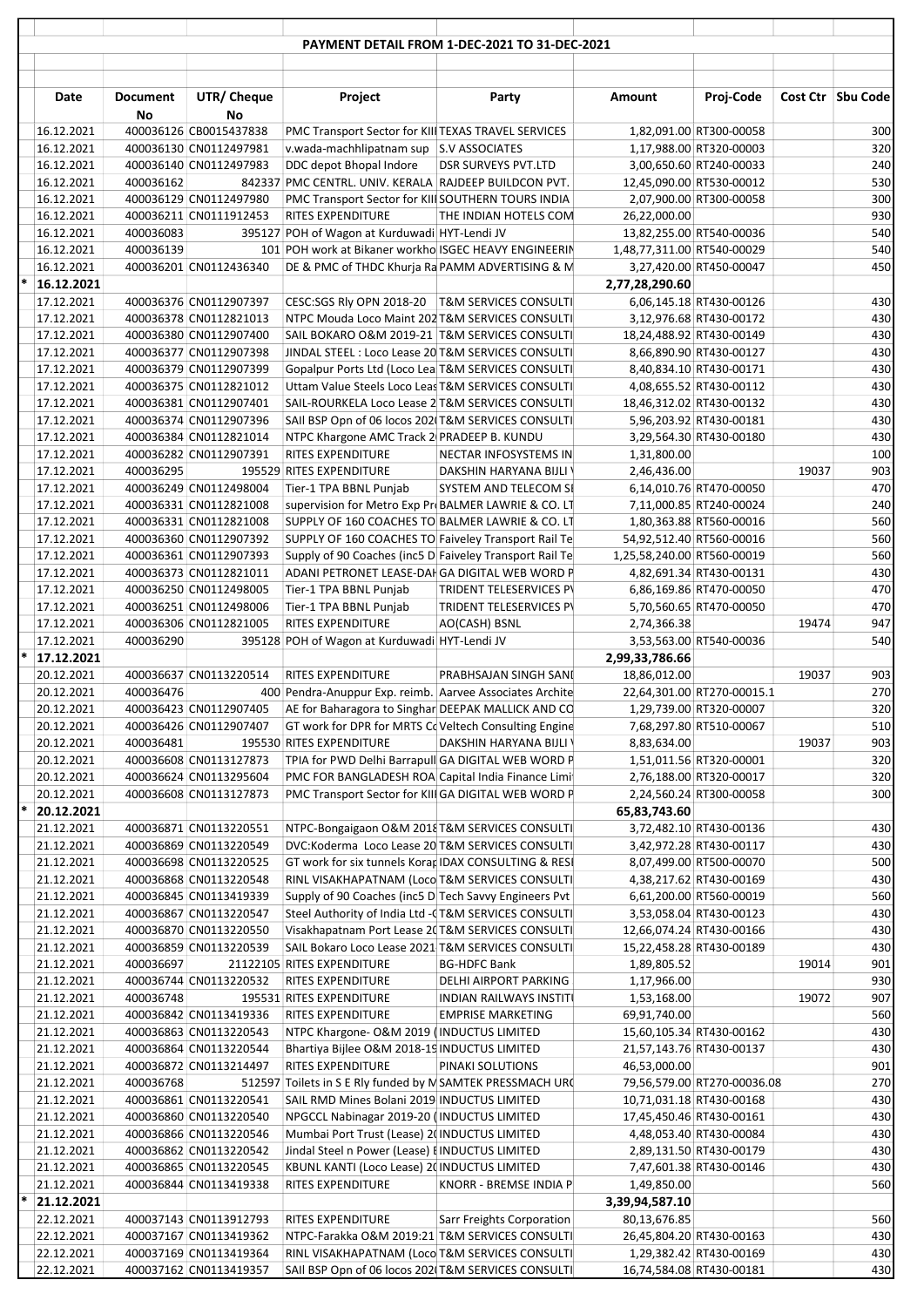# PAYMENT DETAIL FROM 1-DEC-2021 TO 31-DEC-2021

| | Date | Document No | UTR/ Cheque No | Project | Party | Amount | Proj-Code | Cost Ctr | Sbu Code |
|---|---|---|---|---|---|---|---|---|---|
| | 16.12.2021 | 400036126 | CB0015437838 | PMC Transport Sector for KIII | TEXAS TRAVEL SERVICES | 1,82,091.00 | RT300-00058 | | 300 |
| | 16.12.2021 | 400036130 | CN0112497981 | v.wada-machhlipatnam sup | S.V ASSOCIATES | 1,17,988.00 | RT320-00003 | | 320 |
| | 16.12.2021 | 400036140 | CN0112497983 | DDC depot Bhopal Indore | DSR SURVEYS PVT.LTD | 3,00,650.60 | RT240-00033 | | 240 |
| | 16.12.2021 | 400036162 | 842337 | PMC CENTRL. UNIV. KERALA | RAJDEEP BUILDCON PVT. | 12,45,090.00 | RT530-00012 | | 530 |
| | 16.12.2021 | 400036129 | CN0112497980 | PMC Transport Sector for KIII | SOUTHERN TOURS INDIA | 2,07,900.00 | RT300-00058 | | 300 |
| | 16.12.2021 | 400036211 | CN0111912453 | RITES EXPENDITURE | THE INDIAN HOTELS COM | 26,22,000.00 | | | 930 |
| | 16.12.2021 | 400036083 | 395127 | POH of Wagon at Kurduwadi | HYT-Lendi JV | 13,82,255.00 | RT540-00036 | | 540 |
| | 16.12.2021 | 400036139 | 101 | POH work at Bikaner workho | ISGEC HEAVY ENGINEERIN | 1,48,77,311.00 | RT540-00029 | | 540 |
| | 16.12.2021 | 400036201 | CN0112436340 | DE & PMC of THDC Khurja Ra | PAMM ADVERTISING & M | 3,27,420.00 | RT450-00047 | | 450 |
| * | 16.12.2021 | | | | | 2,77,28,290.60 | | | |
| | 17.12.2021 | 400036376 | CN0112907397 | CESC:SGS Rly OPN 2018-20 | T&M SERVICES CONSULTI | 6,06,145.18 | RT430-00126 | | 430 |
| | 17.12.2021 | 400036378 | CN0112821013 | NTPC Mouda Loco Maint 202 | T&M SERVICES CONSULTI | 3,12,976.68 | RT430-00172 | | 430 |
| | 17.12.2021 | 400036380 | CN0112907400 | SAIL BOKARO O&M 2019-21 | T&M SERVICES CONSULTI | 18,24,488.92 | RT430-00149 | | 430 |
| | 17.12.2021 | 400036377 | CN0112907398 | JINDAL STEEL : Loco Lease 20 | T&M SERVICES CONSULTI | 8,66,890.90 | RT430-00127 | | 430 |
| | 17.12.2021 | 400036379 | CN0112907399 | Gopalpur Ports Ltd (Loco Lea | T&M SERVICES CONSULTI | 8,40,834.10 | RT430-00171 | | 430 |
| | 17.12.2021 | 400036375 | CN0112821012 | Uttam Value Steels Loco Leas | T&M SERVICES CONSULTI | 4,08,655.52 | RT430-00112 | | 430 |
| | 17.12.2021 | 400036381 | CN0112907401 | SAIL-ROURKELA Loco Lease 2 | T&M SERVICES CONSULTI | 18,46,312.02 | RT430-00132 | | 430 |
| | 17.12.2021 | 400036374 | CN0112907396 | SAIl BSP Opn of 06 locos 202 | T&M SERVICES CONSULTI | 5,96,203.92 | RT430-00181 | | 430 |
| | 17.12.2021 | 400036384 | CN0112821014 | NTPC Khargone AMC Track 2 | PRADEEP B. KUNDU | 3,29,564.30 | RT430-00180 | | 430 |
| | 17.12.2021 | 400036282 | CN0112907391 | RITES EXPENDITURE | NECTAR INFOSYSTEMS IN | 1,31,800.00 | | | 100 |
| | 17.12.2021 | 400036295 | 195529 | RITES EXPENDITURE | DAKSHIN HARYANA BIJLI | 2,46,436.00 | | 19037 | 903 |
| | 17.12.2021 | 400036249 | CN0112498004 | Tier-1 TPA BBNL Punjab | SYSTEM AND TELECOM SI | 6,14,010.76 | RT470-00050 | | 470 |
| | 17.12.2021 | 400036331 | CN0112821008 | supervision for Metro Exp Pr | BALMER LAWRIE & CO. LT | 7,11,000.85 | RT240-00024 | | 240 |
| | 17.12.2021 | 400036331 | CN0112821008 | SUPPLY OF 160 COACHES TO | BALMER LAWRIE & CO. LT | 1,80,363.88 | RT560-00016 | | 560 |
| | 17.12.2021 | 400036360 | CN0112907392 | SUPPLY OF 160 COACHES TO | Faiveley Transport Rail Te | 54,92,512.40 | RT560-00016 | | 560 |
| | 17.12.2021 | 400036361 | CN0112907393 | Supply of 90 Coaches (inc5 D | Faiveley Transport Rail Te | 1,25,58,240.00 | RT560-00019 | | 560 |
| | 17.12.2021 | 400036373 | CN0112821011 | ADANI PETRONET LEASE-DAH | GA DIGITAL WEB WORD P | 4,82,691.34 | RT430-00131 | | 430 |
| | 17.12.2021 | 400036250 | CN0112498005 | Tier-1 TPA BBNL Punjab | TRIDENT TELESERVICES P | 6,86,169.86 | RT470-00050 | | 470 |
| | 17.12.2021 | 400036251 | CN0112498006 | Tier-1 TPA BBNL Punjab | TRIDENT TELESERVICES P | 5,70,560.65 | RT470-00050 | | 470 |
| | 17.12.2021 | 400036306 | CN0112821005 | RITES EXPENDITURE | AO(CASH) BSNL | 2,74,366.38 | | 19474 | 947 |
| | 17.12.2021 | 400036290 | 395128 | POH of Wagon at Kurduwadi | HYT-Lendi JV | 3,53,563.00 | RT540-00036 | | 540 |
| * | 17.12.2021 | | | | | 2,99,33,786.66 | | | |
| | 20.12.2021 | 400036637 | CN0113220514 | RITES EXPENDITURE | PRABHSAJAN SINGH SANI | 18,86,012.00 | | 19037 | 903 |
| | 20.12.2021 | 400036476 | 400 | Pendra-Anuppur Exp. reimb. | Aarvee Associates Archite | 22,64,301.00 | RT270-00015.1 | | 270 |
| | 20.12.2021 | 400036423 | CN0112907405 | AE for Baharagora to Singhar | DEEPAK MALLICK AND CO | 1,29,739.00 | RT320-00007 | | 320 |
| | 20.12.2021 | 400036426 | CN0112907407 | GT work for DPR for MRTS Co | Veltech Consulting Engine | 7,68,297.80 | RT510-00067 | | 510 |
| | 20.12.2021 | 400036481 | 195530 | RITES EXPENDITURE | DAKSHIN HARYANA BIJLI | 8,83,634.00 | | 19037 | 903 |
| | 20.12.2021 | 400036608 | CN0113127873 | TPIA for PWD Delhi Barrapull | GA DIGITAL WEB WORD P | 1,51,011.56 | RT320-00001 | | 320 |
| | 20.12.2021 | 400036624 | CN0113295604 | PMC FOR BANGLADESH ROA | Capital India Finance Limi | 2,76,188.00 | RT320-00017 | | 320 |
| | 20.12.2021 | 400036608 | CN0113127873 | PMC Transport Sector for KIII | GA DIGITAL WEB WORD P | 2,24,560.24 | RT300-00058 | | 300 |
| * | 20.12.2021 | | | | | 65,83,743.60 | | | |
| | 21.12.2021 | 400036871 | CN0113220551 | NTPC-Bongaigaon O&M 2018 | T&M SERVICES CONSULTI | 3,72,482.10 | RT430-00136 | | 430 |
| | 21.12.2021 | 400036869 | CN0113220549 | DVC:Koderma Loco Lease 20 | T&M SERVICES CONSULTI | 3,42,972.28 | RT430-00117 | | 430 |
| | 21.12.2021 | 400036698 | CN0113220525 | GT work for six tunnels Korap | IDAX CONSULTING & RESI | 8,07,499.00 | RT500-00070 | | 500 |
| | 21.12.2021 | 400036868 | CN0113220548 | RINL VISAKHAPATNAM (Loco | T&M SERVICES CONSULTI | 4,38,217.62 | RT430-00169 | | 430 |
| | 21.12.2021 | 400036845 | CN0113419339 | Supply of 90 Coaches (inc5 D | Tech Savvy Engineers Pvt | 6,61,200.00 | RT560-00019 | | 560 |
| | 21.12.2021 | 400036867 | CN0113220547 | Steel Authority of India Ltd -( | T&M SERVICES CONSULTI | 3,53,058.04 | RT430-00123 | | 430 |
| | 21.12.2021 | 400036870 | CN0113220550 | Visakhapatnam Port Lease 20 | T&M SERVICES CONSULTI | 12,66,074.24 | RT430-00166 | | 430 |
| | 21.12.2021 | 400036859 | CN0113220539 | SAIL Bokaro Loco Lease 2021 | T&M SERVICES CONSULTI | 15,22,458.28 | RT430-00189 | | 430 |
| | 21.12.2021 | 400036697 | 21122105 | RITES EXPENDITURE | BG-HDFC Bank | 1,89,805.52 | | 19014 | 901 |
| | 21.12.2021 | 400036744 | CN0113220532 | RITES EXPENDITURE | DELHI AIRPORT PARKING | 1,17,966.00 | | | 930 |
| | 21.12.2021 | 400036748 | 195531 | RITES EXPENDITURE | INDIAN RAILWAYS INSTITU | 1,53,168.00 | | 19072 | 907 |
| | 21.12.2021 | 400036842 | CN0113419336 | RITES EXPENDITURE | EMPRISE MARKETING | 69,91,740.00 | | | 560 |
| | 21.12.2021 | 400036863 | CN0113220543 | NTPC Khargone- O&M 2019 ( | INDUCTUS LIMITED | 15,60,105.34 | RT430-00162 | | 430 |
| | 21.12.2021 | 400036864 | CN0113220544 | Bhartiya Bijlee O&M 2018-19 | INDUCTUS LIMITED | 21,57,143.76 | RT430-00137 | | 430 |
| | 21.12.2021 | 400036872 | CN0113214497 | RITES EXPENDITURE | PINAKI SOLUTIONS | 46,53,000.00 | | | 901 |
| | 21.12.2021 | 400036768 | 512597 | Toilets in S E Rly funded by M | SAMTEK PRESSMACH URO | 79,56,579.00 | RT270-00036.08 | | 270 |
| | 21.12.2021 | 400036861 | CN0113220541 | SAIL RMD Mines Bolani 2019 | INDUCTUS LIMITED | 10,71,031.18 | RT430-00168 | | 430 |
| | 21.12.2021 | 400036860 | CN0113220540 | NPGCCL Nabinagar 2019-20 ( | INDUCTUS LIMITED | 17,45,450.46 | RT430-00161 | | 430 |
| | 21.12.2021 | 400036866 | CN0113220546 | Mumbai Port Trust (Lease) 20 | INDUCTUS LIMITED | 4,48,053.40 | RT430-00084 | | 430 |
| | 21.12.2021 | 400036862 | CN0113220542 | Jindal Steel n Power (Lease) E | INDUCTUS LIMITED | 2,89,131.50 | RT430-00179 | | 430 |
| | 21.12.2021 | 400036865 | CN0113220545 | KBUNL KANTI (Loco Lease) 20 | INDUCTUS LIMITED | 7,47,601.38 | RT430-00146 | | 430 |
| | 21.12.2021 | 400036844 | CN0113419338 | RITES EXPENDITURE | KNORR - BREMSE INDIA P | 1,49,850.00 | | | 560 |
| * | 21.12.2021 | | | | | 3,39,94,587.10 | | | |
| | 22.12.2021 | 400037143 | CN0113912793 | RITES EXPENDITURE | Sarr Freights Corporation | 80,13,676.85 | | | 560 |
| | 22.12.2021 | 400037167 | CN0113419362 | NTPC-Farakka O&M 2019:21 | T&M SERVICES CONSULTI | 26,45,804.20 | RT430-00163 | | 430 |
| | 22.12.2021 | 400037169 | CN0113419364 | RINL VISAKHAPATNAM (Loco | T&M SERVICES CONSULTI | 1,29,382.42 | RT430-00169 | | 430 |
| | 22.12.2021 | 400037162 | CN0113419357 | SAIl BSP Opn of 06 locos 202 | T&M SERVICES CONSULTI | 16,74,584.08 | RT430-00181 | | 430 |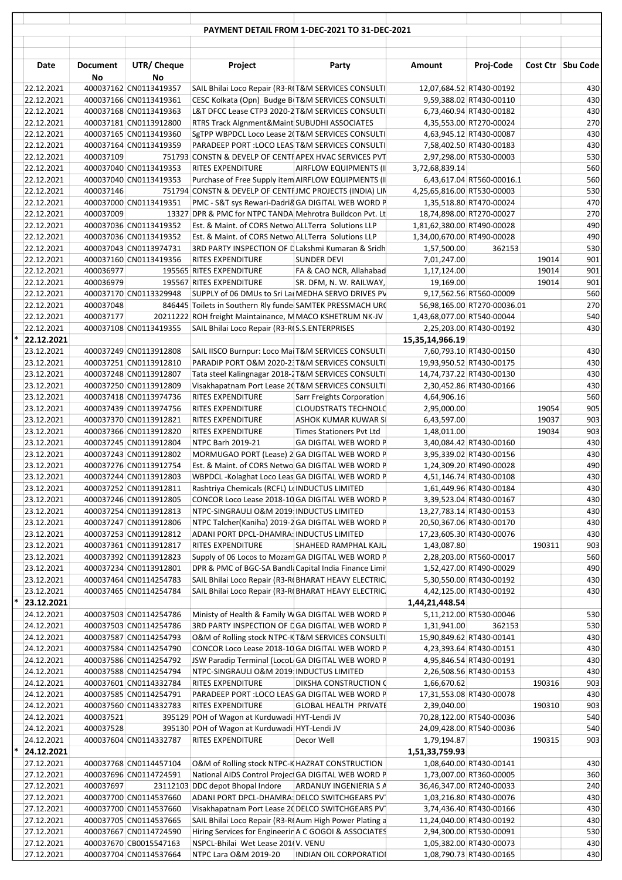## PAYMENT DETAIL FROM 1-DEC-2021 TO 31-DEC-2021

| | Date | Document No | UTR/ Cheque No | Project | Party | Amount | Proj-Code | Cost Ctr | Sbu Code |
|---|---|---|---|---|---|---|---|---|---|
| | 22.12.2021 | 400037162 | CN0113419357 | SAIL Bhilai Loco Repair (R3-R | T&M SERVICES CONSULTI | 12,07,684.52 | RT430-00192 | | 430 |
| | 22.12.2021 | 400037166 | CN0113419361 | CESC Kolkata (Opn) Budge B | T&M SERVICES CONSULTI | 9,59,388.02 | RT430-00110 | | 430 |
| | 22.12.2021 | 400037168 | CN0113419363 | L&T DFCC Lease CTP3 2020-2 | T&M SERVICES CONSULTI | 6,73,460.94 | RT430-00182 | | 430 |
| | 22.12.2021 | 400037181 | CN0113912800 | RTRS Track Alignment&Maint | SUBUDHI ASSOCIATES | 4,35,553.00 | RT270-00024 | | 270 |
| | 22.12.2021 | 400037165 | CN0113419360 | SgTPP WBPDCL Loco Lease 2 | T&M SERVICES CONSULTI | 4,63,945.12 | RT430-00087 | | 430 |
| | 22.12.2021 | 400037164 | CN0113419359 | PARADEEP PORT :LOCO LEAS | T&M SERVICES CONSULTI | 7,58,402.50 | RT430-00183 | | 430 |
| | 22.12.2021 | 400037109 | 751793 | CONSTN & DEVELP OF CENT | APEX HVAC SERVICES PVT | 2,97,298.00 | RT530-00003 | | 530 |
| | 22.12.2021 | 400037040 | CN0113419353 | RITES EXPENDITURE | AIRFLOW EQUIPMENTS (I | 3,72,68,839.14 | | | 560 |
| | 22.12.2021 | 400037040 | CN0113419353 | Purchase of Free Supply item | AIRFLOW EQUIPMENTS (I | 6,43,617.04 | RT560-00016.1 | | 560 |
| | 22.12.2021 | 400037146 | 751794 | CONSTN & DEVELP OF CENT | JMC PROJECTS (INDIA) LI | 4,25,65,816.00 | RT530-00003 | | 530 |
| | 22.12.2021 | 400037000 | CN0113419351 | PMC - S&T sys Rewari-Dadri& | GA DIGITAL WEB WORD P | 1,35,518.80 | RT470-00024 | | 470 |
| | 22.12.2021 | 400037009 | 13327 | DPR & PMC for NTPC TANDA | Mehrotra Buildcon Pvt. Lt | 18,74,898.00 | RT270-00027 | | 270 |
| | 22.12.2021 | 400037036 | CN0113419352 | Est. & Maint. of CORS Netwo | ALLTerra Solutions LLP | 1,81,62,380.00 | RT490-00028 | | 490 |
| | 22.12.2021 | 400037036 | CN0113419352 | Est. & Maint. of CORS Netwo | ALLTerra Solutions LLP | 1,34,00,670.00 | RT490-00028 | | 490 |
| | 22.12.2021 | 400037043 | CN0113974731 | 3RD PARTY INSPECTION OF D | Lakshmi Kumaran & Sridh | 1,57,500.00 | 362153 | | 530 |
| | 22.12.2021 | 400037160 | CN0113419356 | RITES EXPENDITURE | SUNDER DEVI | 7,01,247.00 | | 19014 | 901 |
| | 22.12.2021 | 400036977 | 195565 | RITES EXPENDITURE | FA & CAO NCR, Allahabad | 1,17,124.00 | | 19014 | 901 |
| | 22.12.2021 | 400036979 | 195567 | RITES EXPENDITURE | SR. DFM, N. W. RAILWAY, | 19,169.00 | | 19014 | 901 |
| | 22.12.2021 | 400037170 | CN0113329948 | SUPPLY of 06 DMUs to Sri La | MEDHA SERVO DRIVES PV | 9,17,562.56 | RT560-00009 | | 560 |
| | 22.12.2021 | 400037048 | 846445 | Toilets in Southern Rly funde | SAMTEK PRESSMACH UR | 56,98,165.00 | RT270-00036.01 | | 270 |
| | 22.12.2021 | 400037177 | 20211222 | ROH freight Maintainance, M | MACO KSHETRUM NK-JV | 1,43,68,077.00 | RT540-00044 | | 540 |
| | 22.12.2021 | 400037108 | CN0113419355 | SAIL Bhilai Loco Repair (R3-R | S.S.ENTERPRISES | 2,25,203.00 | RT430-00192 | | 430 |
| * | **22.12.2021** | | | | | **15,35,14,966.19** | | | |
| | 23.12.2021 | 400037249 | CN0113912808 | SAIL IISCO Burnpur: Loco Ma | T&M SERVICES CONSULTI | 7,60,793.10 | RT430-00150 | | 430 |
| | 23.12.2021 | 400037251 | CN0113912810 | PARADIP PORT O&M 2020-2 | T&M SERVICES CONSULTI | 19,93,950.52 | RT430-00175 | | 430 |
| | 23.12.2021 | 400037248 | CN0113912807 | Tata steel Kalingnagar 2018-2 | T&M SERVICES CONSULTI | 14,74,737.22 | RT430-00130 | | 430 |
| | 23.12.2021 | 400037250 | CN0113912809 | Visakhapatnam Port Lease 2 | T&M SERVICES CONSULTI | 2,30,452.86 | RT430-00166 | | 430 |
| | 23.12.2021 | 400037418 | CN0113974736 | RITES EXPENDITURE | Sarr Freights Corporation | 4,64,906.16 | | | 560 |
| | 23.12.2021 | 400037439 | CN0113974756 | RITES EXPENDITURE | CLOUDSTRATS TECHNOLO | 2,95,000.00 | | 19054 | 905 |
| | 23.12.2021 | 400037370 | CN0113912821 | RITES EXPENDITURE | ASHOK KUMAR KUWAR S | 6,43,597.00 | | 19037 | 903 |
| | 23.12.2021 | 400037366 | CN0113912820 | RITES EXPENDITURE | Times Stationers Pvt Ltd | 1,48,011.00 | | 19034 | 903 |
| | 23.12.2021 | 400037245 | CN0113912804 | NTPC Barh 2019-21 | GA DIGITAL WEB WORD P | 3,40,084.42 | RT430-00160 | | 430 |
| | 23.12.2021 | 400037243 | CN0113912802 | MORMUGAO PORT (Lease) 2 | GA DIGITAL WEB WORD P | 3,95,339.02 | RT430-00156 | | 430 |
| | 23.12.2021 | 400037276 | CN0113912754 | Est. & Maint. of CORS Netwo | GA DIGITAL WEB WORD P | 1,24,309.20 | RT490-00028 | | 490 |
| | 23.12.2021 | 400037244 | CN0113912803 | WBPDCL -Kolaghat Loco Leas | GA DIGITAL WEB WORD P | 4,51,146.74 | RT430-00108 | | 430 |
| | 23.12.2021 | 400037252 | CN0113912811 | Rashtriya Chemicals (RCFL) L | INDUCTUS LIMITED | 1,61,449.96 | RT430-00184 | | 430 |
| | 23.12.2021 | 400037246 | CN0113912805 | CONCOR Loco Lease 2018-10 | GA DIGITAL WEB WORD P | 3,39,523.04 | RT430-00167 | | 430 |
| | 23.12.2021 | 400037254 | CN0113912813 | NTPC-SINGRAULI O&M 2019 | INDUCTUS LIMITED | 13,27,783.14 | RT430-00153 | | 430 |
| | 23.12.2021 | 400037247 | CN0113912806 | NTPC Talcher(Kaniha) 2019-2 | GA DIGITAL WEB WORD P | 20,50,367.06 | RT430-00170 | | 430 |
| | 23.12.2021 | 400037253 | CN0113912812 | ADANI PORT DPCL-DHAMRA: | INDUCTUS LIMITED | 17,23,605.30 | RT430-00076 | | 430 |
| | 23.12.2021 | 400037361 | CN0113912817 | RITES EXPENDITURE | SHAHEED RAMPHAL KAJL | 1,43,087.80 | | 190311 | 903 |
| | 23.12.2021 | 400037392 | CN0113912823 | Supply of 06 Locos to Mozam | GA DIGITAL WEB WORD P | 2,28,203.00 | RT560-00017 | | 560 |
| | 23.12.2021 | 400037234 | CN0113912801 | DPR & PMC of BGC-SA Bandl | Capital India Finance Limi | 1,52,427.00 | RT490-00029 | | 490 |
| | 23.12.2021 | 400037464 | CN0114254783 | SAIL Bhilai Loco Repair (R3-R | BHARAT HEAVY ELECTRIC | 5,30,550.00 | RT430-00192 | | 430 |
| | 23.12.2021 | 400037465 | CN0114254784 | SAIL Bhilai Loco Repair (R3-R | BHARAT HEAVY ELECTRIC | 4,42,125.00 | RT430-00192 | | 430 |
| * | **23.12.2021** | | | | | **1,44,21,448.54** | | | |
| | 24.12.2021 | 400037503 | CN0114254786 | Ministy of Health & Family W | GA DIGITAL WEB WORD P | 5,11,212.00 | RT530-00046 | | 530 |
| | 24.12.2021 | 400037503 | CN0114254786 | 3RD PARTY INSPECTION OF D | GA DIGITAL WEB WORD P | 1,31,941.00 | 362153 | | 530 |
| | 24.12.2021 | 400037587 | CN0114254793 | O&M of Rolling stock NTPC-K | T&M SERVICES CONSULTI | 15,90,849.62 | RT430-00141 | | 430 |
| | 24.12.2021 | 400037584 | CN0114254790 | CONCOR Loco Lease 2018-10 | GA DIGITAL WEB WORD P | 4,23,393.64 | RT430-00151 | | 430 |
| | 24.12.2021 | 400037586 | CN0114254792 | JSW Paradip Terminal (LocoL | GA DIGITAL WEB WORD P | 4,95,846.54 | RT430-00191 | | 430 |
| | 24.12.2021 | 400037588 | CN0114254794 | NTPC-SINGRAULI O&M 2019 | INDUCTUS LIMITED | 2,26,508.56 | RT430-00153 | | 430 |
| | 24.12.2021 | 400037601 | CN0114332784 | RITES EXPENDITURE | DIKSHA CONSTRUCTION C | 1,66,670.62 | | 190316 | 903 |
| | 24.12.2021 | 400037585 | CN0114254791 | PARADEEP PORT :LOCO LEAS | GA DIGITAL WEB WORD P | 17,31,553.08 | RT430-00078 | | 430 |
| | 24.12.2021 | 400037560 | CN0114332783 | RITES EXPENDITURE | GLOBAL HEALTH PRIVATE | 2,39,040.00 | | 190310 | 903 |
| | 24.12.2021 | 400037521 | 395129 | POH of Wagon at Kurduwadi | HYT-Lendi JV | 70,28,122.00 | RT540-00036 | | 540 |
| | 24.12.2021 | 400037528 | 395130 | POH of Wagon at Kurduwadi | HYT-Lendi JV | 24,09,428.00 | RT540-00036 | | 540 |
| | 24.12.2021 | 400037604 | CN0114332787 | RITES EXPENDITURE | Decor Well | 1,79,194.87 | | 190315 | 903 |
| * | **24.12.2021** | | | | | **1,51,33,759.93** | | | |
| | 27.12.2021 | 400037768 | CN0114457104 | O&M of Rolling stock NTPC-K | HAZRAT CONSTRUCTION | 1,08,640.00 | RT430-00141 | | 430 |
| | 27.12.2021 | 400037696 | CN0114724591 | National AIDS Control Projec | GA DIGITAL WEB WORD P | 1,73,007.00 | RT360-00005 | | 360 |
| | 27.12.2021 | 400037697 | 23112103 | DDC depot Bhopal Indore | ARDANUY INGENIERIA S A | 36,46,347.00 | RT240-00033 | | 240 |
| | 27.12.2021 | 400037700 | CN0114537660 | ADANI PORT DPCL-DHAMRA: | DELCO SWITCHGEARS PV | 1,03,216.80 | RT430-00076 | | 430 |
| | 27.12.2021 | 400037700 | CN0114537660 | Visakhapatnam Port Lease 2 | DELCO SWITCHGEARS PV | 3,74,436.40 | RT430-00166 | | 430 |
| | 27.12.2021 | 400037705 | CN0114537665 | SAIL Bhilai Loco Repair (R3-R | Aum High Power Plating a | 11,24,040.00 | RT430-00192 | | 430 |
| | 27.12.2021 | 400037667 | CN0114724590 | Hiring Services for Engineerin | A C GOGOI & ASSOCIATES | 2,94,300.00 | RT530-00091 | | 530 |
| | 27.12.2021 | 400037670 | CB0015547163 | NSPCL-Bhilai Wet Lease 201 | V. VENU | 1,05,382.00 | RT430-00073 | | 430 |
| | 27.12.2021 | 400037704 | CN0114537664 | NTPC Lara O&M 2019-20 | INDIAN OIL CORPORATIO | 1,08,790.73 | RT430-00165 | | 430 |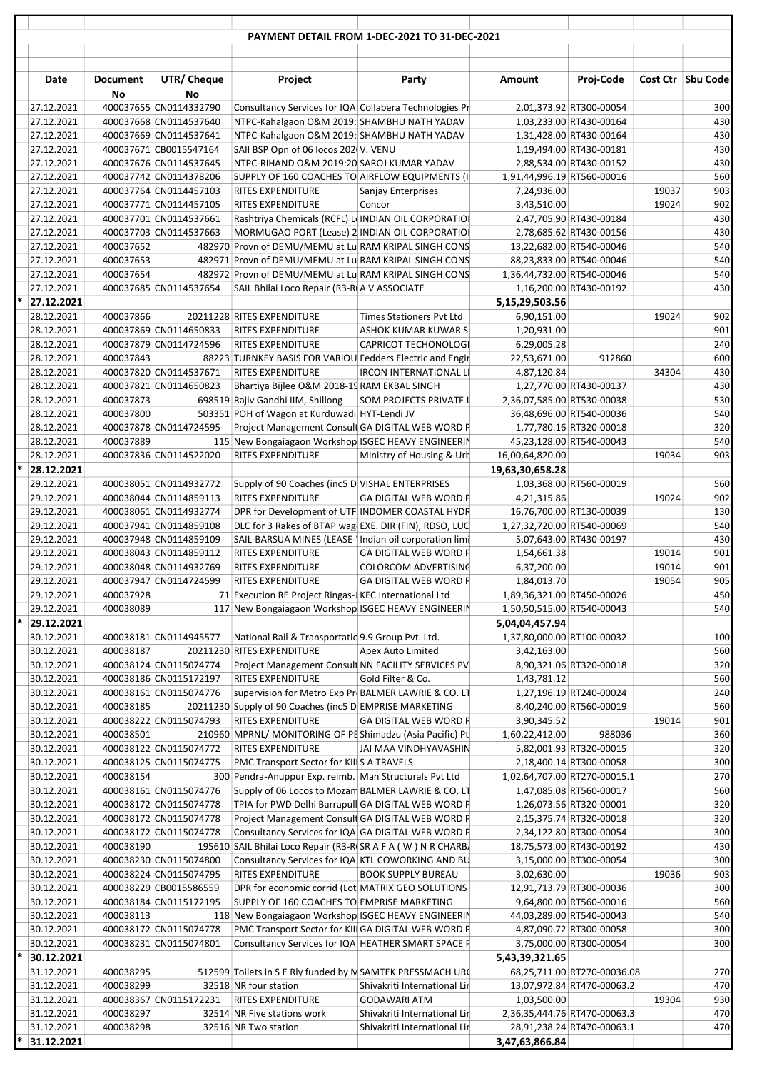# PAYMENT DETAIL FROM 1-DEC-2021 TO 31-DEC-2021

| | Date | Document No | UTR/ Cheque No | Project | Party | Amount | Proj-Code | Cost Ctr | Sbu Code |
|---|---|---|---|---|---|---|---|---|---|
| | 27.12.2021 | 400037655 | CN0114332790 | Consultancy Services for IQA | Collabera Technologies Pr | 2,01,373.92 | RT300-00054 | | 300 |
| | 27.12.2021 | 400037668 | CN0114537640 | NTPC-Kahalgaon O&M 2019: | SHAMBHU NATH YADAV | 1,03,233.00 | RT430-00164 | | 430 |
| | 27.12.2021 | 400037669 | CN0114537641 | NTPC-Kahalgaon O&M 2019: | SHAMBHU NATH YADAV | 1,31,428.00 | RT430-00164 | | 430 |
| | 27.12.2021 | 400037671 | CB0015547164 | SAIl BSP Opn of 06 locos 202( | V. VENU | 1,19,494.00 | RT430-00181 | | 430 |
| | 27.12.2021 | 400037676 | CN0114537645 | NTPC-RIHAND O&M 2019:20 | SAROJ KUMAR YADAV | 2,88,534.00 | RT430-00152 | | 430 |
| | 27.12.2021 | 400037742 | CN0114378206 | SUPPLY OF 160 COACHES TO | AIRFLOW EQUIPMENTS (I | 1,91,44,996.19 | RT560-00016 | | 560 |
| | 27.12.2021 | 400037764 | CN0114457103 | RITES EXPENDITURE | Sanjay Enterprises | 7,24,936.00 | | 19037 | 903 |
| | 27.12.2021 | 400037771 | CN0114457105 | RITES EXPENDITURE | Concor | 3,43,510.00 | | 19024 | 902 |
| | 27.12.2021 | 400037701 | CN0114537661 | Rashtriya Chemicals (RCFL) Le | INDIAN OIL CORPORATIOI | 2,47,705.90 | RT430-00184 | | 430 |
| | 27.12.2021 | 400037703 | CN0114537663 | MORMUGAO PORT (Lease) 2 | INDIAN OIL CORPORATIOI | 2,78,685.62 | RT430-00156 | | 430 |
| | 27.12.2021 | 400037652 | 482970 | Provn of DEMU/MEMU at Lu | RAM KRIPAL SINGH CONS | 13,22,682.00 | RT540-00046 | | 540 |
| | 27.12.2021 | 400037653 | 482971 | Provn of DEMU/MEMU at Lu | RAM KRIPAL SINGH CONS | 88,23,833.00 | RT540-00046 | | 540 |
| | 27.12.2021 | 400037654 | 482972 | Provn of DEMU/MEMU at Lu | RAM KRIPAL SINGH CONS | 1,36,44,732.00 | RT540-00046 | | 540 |
| | 27.12.2021 | 400037685 | CN0114537654 | SAIL Bhilai Loco Repair (R3-R( | A V ASSOCIATE | 1,16,200.00 | RT430-00192 | | 430 |
| * | **27.12.2021** | | | | | **5,15,29,503.56** | | | |
| | 28.12.2021 | 400037866 | 20211228 | RITES EXPENDITURE | Times Stationers Pvt Ltd | 6,90,151.00 | | 19024 | 902 |
| | 28.12.2021 | 400037869 | CN0114650833 | RITES EXPENDITURE | ASHOK KUMAR KUWAR SI | 1,20,931.00 | | | 901 |
| | 28.12.2021 | 400037879 | CN0114724596 | RITES EXPENDITURE | CAPRICOT TECHONOLOGI | 6,29,005.28 | | | 240 |
| | 28.12.2021 | 400037843 | 88223 | TURNKEY BASIS FOR VARIOU | Fedders Electric and Engir | 22,53,671.00 | 912860 | | 600 |
| | 28.12.2021 | 400037820 | CN0114537671 | RITES EXPENDITURE | IRCON INTERNATIONAL LI | 4,87,120.84 | | 34304 | 430 |
| | 28.12.2021 | 400037821 | CN0114650823 | Bhartiya Bijlee O&M 2018-19 | RAM EKBAL SINGH | 1,27,770.00 | RT430-00137 | | 430 |
| | 28.12.2021 | 400037873 | 698519 | Rajiv Gandhi IIM, Shillong | SOM PROJECTS PRIVATE L | 2,36,07,585.00 | RT530-00038 | | 530 |
| | 28.12.2021 | 400037800 | 503351 | POH of Wagon at Kurduwadi | HYT-Lendi JV | 36,48,696.00 | RT540-00036 | | 540 |
| | 28.12.2021 | 400037878 | CN0114724595 | Project Management Consult | GA DIGITAL WEB WORD P | 1,77,780.16 | RT320-00018 | | 320 |
| | 28.12.2021 | 400037889 | 115 | New Bongaigaon Workshop | ISGEC HEAVY ENGINEERIN | 45,23,128.00 | RT540-00043 | | 540 |
| | 28.12.2021 | 400037836 | CN0114522020 | RITES EXPENDITURE | Ministry of Housing & Urb | 16,00,64,820.00 | | 19034 | 903 |
| * | **28.12.2021** | | | | | **19,63,30,658.28** | | | |
| | 29.12.2021 | 400038051 | CN0114932772 | Supply of 90 Coaches (inc5 D | VISHAL ENTERPRISES | 1,03,368.00 | RT560-00019 | | 560 |
| | 29.12.2021 | 400038044 | CN0114859113 | RITES EXPENDITURE | GA DIGITAL WEB WORD P | 4,21,315.86 | | 19024 | 902 |
| | 29.12.2021 | 400038061 | CN0114932774 | DPR for Development of UTF | INDOMER COASTAL HYDR | 16,76,700.00 | RT130-00039 | | 130 |
| | 29.12.2021 | 400037941 | CN0114859108 | DLC for 3 Rakes of BTAP wag | EXE. DIR (FIN), RDSO, LUC | 1,27,32,720.00 | RT540-00069 | | 540 |
| | 29.12.2021 | 400037948 | CN0114859109 | SAIL-BARSUA MINES (LEASE-' | Indian oil corporation limi | 5,07,643.00 | RT430-00197 | | 430 |
| | 29.12.2021 | 400038043 | CN0114859112 | RITES EXPENDITURE | GA DIGITAL WEB WORD P | 1,54,661.38 | | 19014 | 901 |
| | 29.12.2021 | 400038048 | CN0114932769 | RITES EXPENDITURE | COLORCOM ADVERTISING | 6,37,200.00 | | 19014 | 901 |
| | 29.12.2021 | 400037947 | CN0114724599 | RITES EXPENDITURE | GA DIGITAL WEB WORD P | 1,84,013.70 | | 19054 | 905 |
| | 29.12.2021 | 400037928 | 71 | Execution RE Project Ringas-J | KEC International Ltd | 1,89,36,321.00 | RT450-00026 | | 450 |
| | 29.12.2021 | 400038089 | 117 | New Bongaigaon Workshop | ISGEC HEAVY ENGINEERIN | 1,50,50,515.00 | RT540-00043 | | 540 |
| * | **29.12.2021** | | | | | **5,04,04,457.94** | | | |
| | 30.12.2021 | 400038181 | CN0114945577 | National Rail & Transportatio | 9.9 Group Pvt. Ltd. | 1,37,80,000.00 | RT100-00032 | | 100 |
| | 30.12.2021 | 400038187 | 20211230 | RITES EXPENDITURE | Apex Auto Limited | 3,42,163.00 | | | 560 |
| | 30.12.2021 | 400038124 | CN0115074774 | Project Management Consult | NN FACILITY SERVICES PV | 8,90,321.06 | RT320-00018 | | 320 |
| | 30.12.2021 | 400038186 | CN0115172197 | RITES EXPENDITURE | Gold Filter & Co. | 1,43,781.12 | | | 560 |
| | 30.12.2021 | 400038161 | CN0115074776 | supervision for Metro Exp Pr | BALMER LAWRIE & CO. LT | 1,27,196.19 | RT240-00024 | | 240 |
| | 30.12.2021 | 400038185 | 20211230 | Supply of 90 Coaches (inc5 D | EMPRISE MARKETING | 8,40,240.00 | RT560-00019 | | 560 |
| | 30.12.2021 | 400038222 | CN0115074793 | RITES EXPENDITURE | GA DIGITAL WEB WORD P | 3,90,345.52 | | 19014 | 901 |
| | 30.12.2021 | 400038501 | 210960 | MPRNL/ MONITORING OF PE | Shimadzu (Asia Pacific) Pt | 1,60,22,412.00 | 988036 | | 360 |
| | 30.12.2021 | 400038122 | CN0115074772 | RITES EXPENDITURE | JAI MAA VINDHYAVASHIN | 5,82,001.93 | RT320-00015 | | 320 |
| | 30.12.2021 | 400038125 | CN0115074775 | PMC Transport Sector for KIII | S A TRAVELS | 2,18,400.14 | RT300-00058 | | 300 |
| | 30.12.2021 | 400038154 | 300 | Pendra-Anuppur Exp. reimb. | Man Structurals Pvt Ltd | 1,02,64,707.00 | RT270-00015.1 | | 270 |
| | 30.12.2021 | 400038161 | CN0115074776 | Supply of 06 Locos to Mozam | BALMER LAWRIE & CO. LT | 1,47,085.08 | RT560-00017 | | 560 |
| | 30.12.2021 | 400038172 | CN0115074778 | TPIA for PWD Delhi Barrapull | GA DIGITAL WEB WORD P | 1,26,073.56 | RT320-00001 | | 320 |
| | 30.12.2021 | 400038172 | CN0115074778 | Project Management Consult | GA DIGITAL WEB WORD P | 2,15,375.74 | RT320-00018 | | 320 |
| | 30.12.2021 | 400038172 | CN0115074778 | Consultancy Services for IQA | GA DIGITAL WEB WORD P | 2,34,122.80 | RT300-00054 | | 300 |
| | 30.12.2021 | 400038190 | 195610 | SAIL Bhilai Loco Repair (R3-R( | SR A F A ( W ) N R CHARB/ | 18,75,573.00 | RT430-00192 | | 430 |
| | 30.12.2021 | 400038230 | CN0115074800 | Consultancy Services for IQA | KTL COWORKING AND BU | 3,15,000.00 | RT300-00054 | | 300 |
| | 30.12.2021 | 400038224 | CN0115074795 | RITES EXPENDITURE | BOOK SUPPLY BUREAU | 3,02,630.00 | | 19036 | 903 |
| | 30.12.2021 | 400038229 | CB0015586559 | DPR for economic corrid (Lot | MATRIX GEO SOLUTIONS | 12,91,713.79 | RT300-00036 | | 300 |
| | 30.12.2021 | 400038184 | CN0115172195 | SUPPLY OF 160 COACHES TO | EMPRISE MARKETING | 9,64,800.00 | RT560-00016 | | 560 |
| | 30.12.2021 | 400038113 | 118 | New Bongaigaon Workshop | ISGEC HEAVY ENGINEERIN | 44,03,289.00 | RT540-00043 | | 540 |
| | 30.12.2021 | 400038172 | CN0115074778 | PMC Transport Sector for KIII | GA DIGITAL WEB WORD P | 4,87,090.72 | RT300-00058 | | 300 |
| | 30.12.2021 | 400038231 | CN0115074801 | Consultancy Services for IQA | HEATHER SMART SPACE F | 3,75,000.00 | RT300-00054 | | 300 |
| * | **30.12.2021** | | | | | **5,43,39,321.65** | | | |
| | 31.12.2021 | 400038295 | 512599 | Toilets in S E Rly funded by M | SAMTEK PRESSMACH URC | 68,25,711.00 | RT270-00036.08 | | 270 |
| | 31.12.2021 | 400038299 | 32518 | NR four station | Shivakriti International Lir | 13,07,972.84 | RT470-00063.2 | | 470 |
| | 31.12.2021 | 400038367 | CN0115172231 | RITES EXPENDITURE | GODAWARI ATM | 1,03,500.00 | | 19304 | 930 |
| | 31.12.2021 | 400038297 | 32514 | NR Five stations work | Shivakriti International Lir | 2,36,35,444.76 | RT470-00063.3 | | 470 |
| | 31.12.2021 | 400038298 | 32516 | NR Two station | Shivakriti International Lir | 28,91,238.24 | RT470-00063.1 | | 470 |
| * | **31.12.2021** | | | | | **3,47,63,866.84** | | | |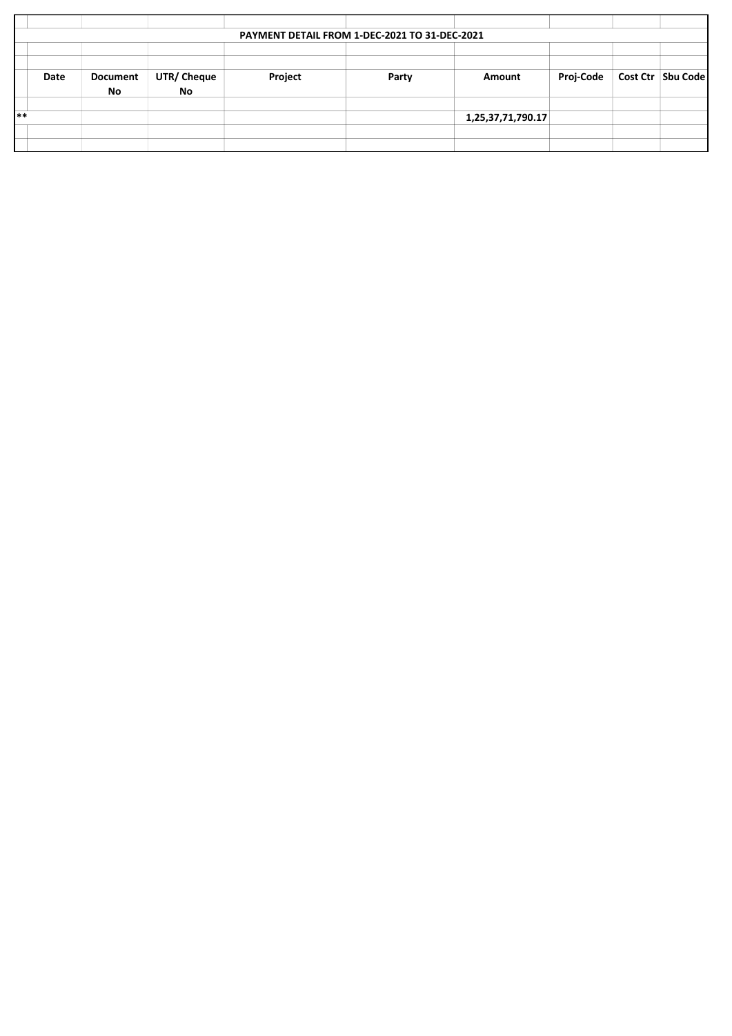**PAYMENT DETAIL FROM 1-DEC-2021 TO 31-DEC-2021**

| | Date | Document No | UTR/ Cheque No | Project | Party | Amount | Proj-Code | Cost Ctr | Sbu Code |
|---|---|---|---|---|---|---|---|---|---|
| ** | | | | | | 1,25,37,71,790.17 | | | |